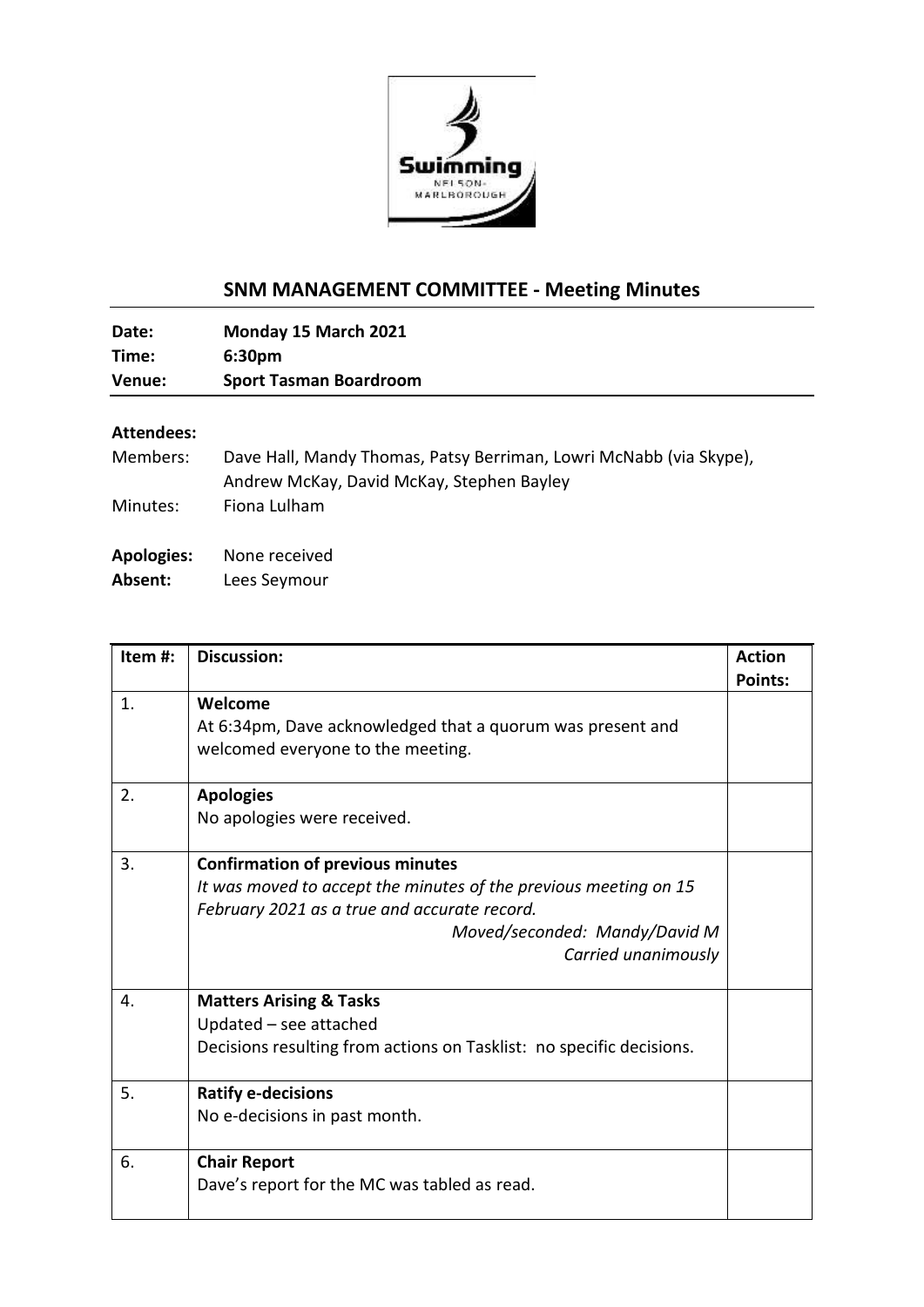## SNM MANAGEMENT COMMITTEE - Meeting Minutes

**Date:** Monday 15 March 2021
**Time:** 6:30pm
**Venue:** Sport Tasman Boardroom

**Attendees:**

Members: Dave Hall, Mandy Thomas, Patsy Berriman, Lowri McNabb (via Skype), Andrew McKay, David McKay, Stephen Bayley

Minutes: Fiona Lulham

**Apologies:** None received

**Absent:** Lees Seymour

| Item #: | Discussion: | Action Points: |
|---|---|---|
| 1. | **Welcome**<br>At 6:34pm, Dave acknowledged that a quorum was present and welcomed everyone to the meeting. | |
| 2. | **Apologies**<br>No apologies were received. | |
| 3. | **Confirmation of previous minutes**<br>*It was moved to accept the minutes of the previous meeting on 15 February 2021 as a true and accurate record.*<br>*Moved/seconded: Mandy/David M*<br>*Carried unanimously* | |
| 4. | **Matters Arising & Tasks**<br>Updated – see attached<br>Decisions resulting from actions on Tasklist: no specific decisions. | |
| 5. | **Ratify e-decisions**<br>No e-decisions in past month. | |
| 6. | **Chair Report**<br>Dave's report for the MC was tabled as read. | |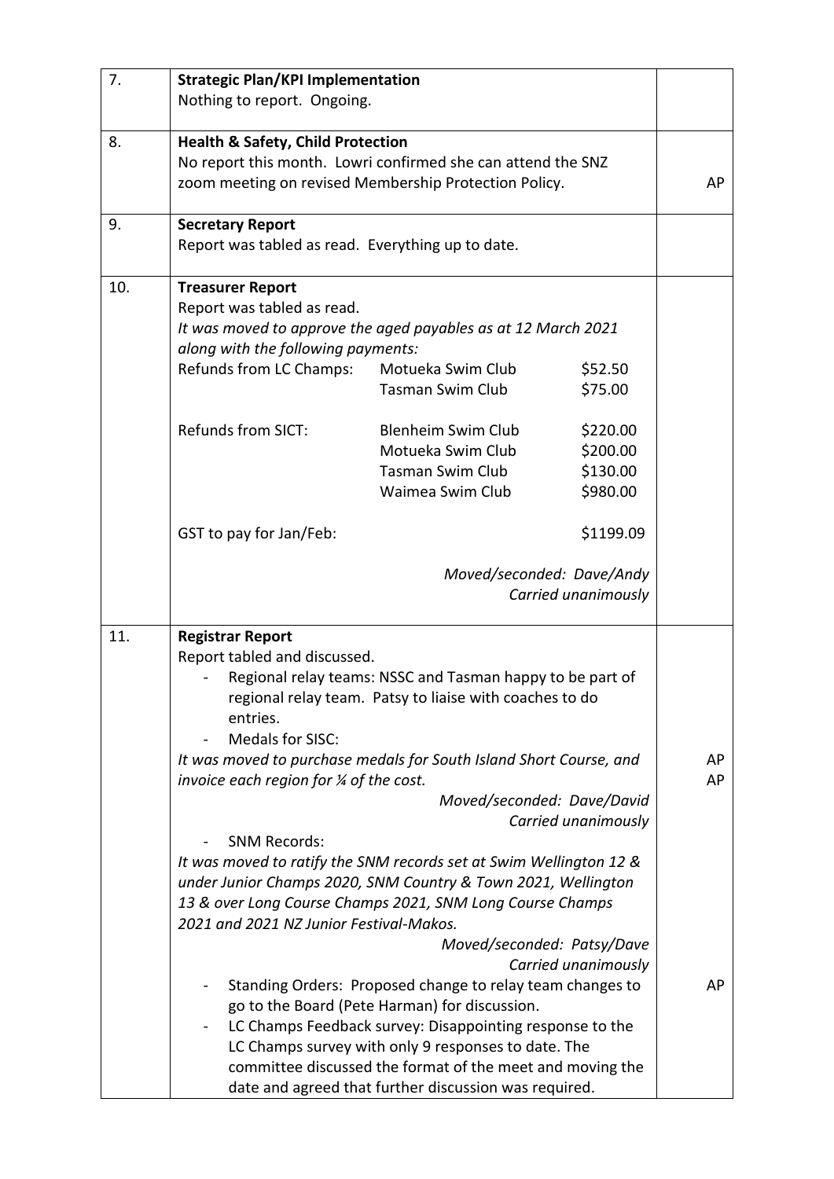| | | |
|---|---|---|
| 7. | **Strategic Plan/KPI Implementation**<br>Nothing to report. Ongoing. | |
| 8. | **Health & Safety, Child Protection**<br>No report this month. Lowri confirmed she can attend the SNZ zoom meeting on revised Membership Protection Policy. | AP |
| 9. | **Secretary Report**<br>Report was tabled as read. Everything up to date. | |
| 10. | **Treasurer Report**<br>Report was tabled as read.<br>*It was moved to approve the aged payables as at 12 March 2021 along with the following payments:*<br>Refunds from LC Champs: Motueka Swim Club $52.50<br>Tasman Swim Club $75.00<br><br>Refunds from SICT: Blenheim Swim Club $220.00<br>Motueka Swim Club $200.00<br>Tasman Swim Club $130.00<br>Waimea Swim Club $980.00<br><br>GST to pay for Jan/Feb: $1199.09<br><br>*Moved/seconded: Dave/Andy*<br>*Carried unanimously* | |
| 11. | **Registrar Report**<br>Report tabled and discussed.<br>- Regional relay teams: NSSC and Tasman happy to be part of regional relay team. Patsy to liaise with coaches to do entries.<br>- Medals for SISC:<br>*It was moved to purchase medals for South Island Short Course, and invoice each region for ¼ of the cost.*<br>*Moved/seconded: Dave/David*<br>*Carried unanimously*<br>- SNM Records:<br>*It was moved to ratify the SNM records set at Swim Wellington 12 & under Junior Champs 2020, SNM Country & Town 2021, Wellington 13 & over Long Course Champs 2021, SNM Long Course Champs 2021 and 2021 NZ Junior Festival-Makos.*<br>*Moved/seconded: Patsy/Dave*<br>*Carried unanimously*<br>- Standing Orders: Proposed change to relay team changes to go to the Board (Pete Harman) for discussion.<br>- LC Champs Feedback survey: Disappointing response to the LC Champs survey with only 9 responses to date. The committee discussed the format of the meet and moving the date and agreed that further discussion was required. | AP<br>AP<br><br>AP |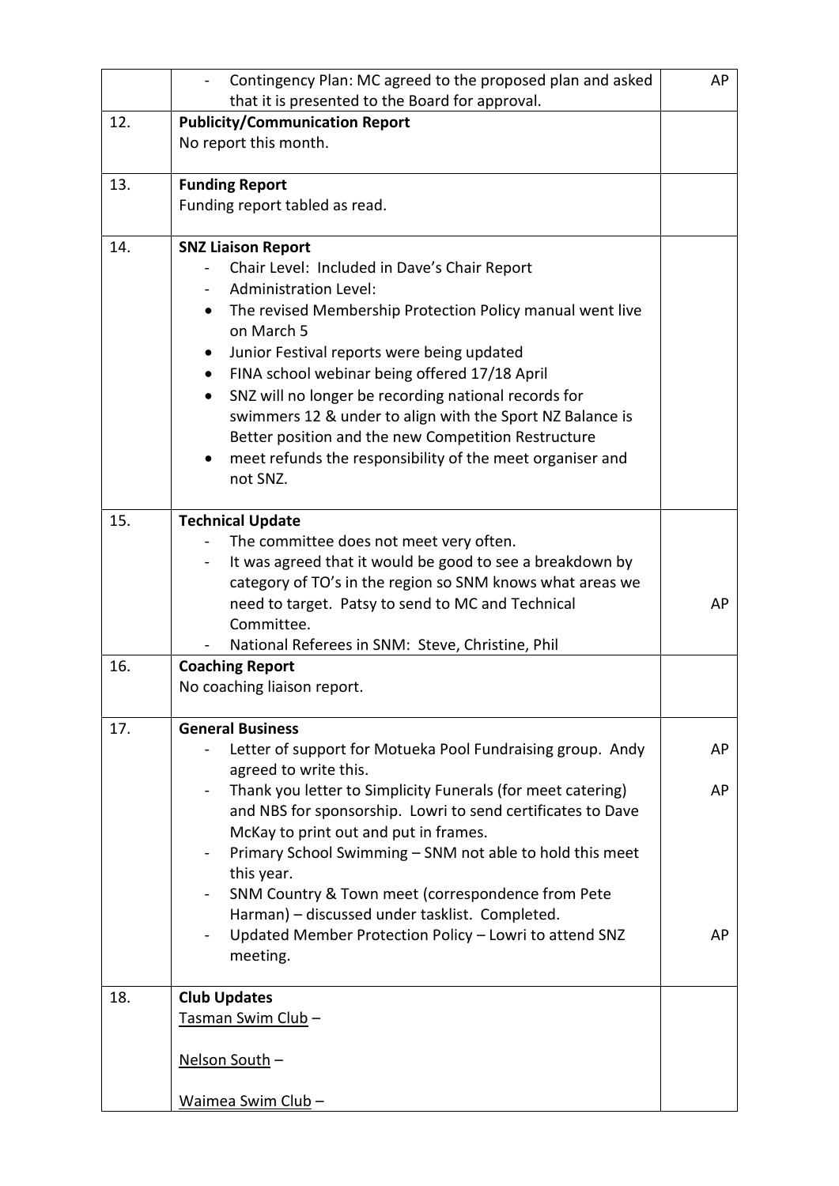| | | |
|---|---|---|
| | - Contingency Plan: MC agreed to the proposed plan and asked that it is presented to the Board for approval. | AP |
| 12. | **Publicity/Communication Report**<br>No report this month. | |
| 13. | **Funding Report**<br>Funding report tabled as read. | |
| 14. | **SNZ Liaison Report**<br>- Chair Level: Included in Dave's Chair Report<br>- Administration Level:<br>• The revised Membership Protection Policy manual went live on March 5<br>• Junior Festival reports were being updated<br>• FINA school webinar being offered 17/18 April<br>• SNZ will no longer be recording national records for swimmers 12 & under to align with the Sport NZ Balance is Better position and the new Competition Restructure<br>• meet refunds the responsibility of the meet organiser and not SNZ. | |
| 15. | **Technical Update**<br>- The committee does not meet very often.<br>- It was agreed that it would be good to see a breakdown by category of TO's in the region so SNM knows what areas we need to target. Patsy to send to MC and Technical Committee.<br>- National Referees in SNM: Steve, Christine, Phil | AP |
| 16. | **Coaching Report**<br>No coaching liaison report. | |
| 17. | **General Business**<br>- Letter of support for Motueka Pool Fundraising group. Andy agreed to write this.<br>- Thank you letter to Simplicity Funerals (for meet catering) and NBS for sponsorship. Lowri to send certificates to Dave McKay to print out and put in frames.<br>- Primary School Swimming – SNM not able to hold this meet this year.<br>- SNM Country & Town meet (correspondence from Pete Harman) – discussed under tasklist. Completed.<br>- Updated Member Protection Policy – Lowri to attend SNZ meeting. | AP<br><br>AP<br><br><br><br><br><br>AP |
| 18. | **Club Updates**<br>Tasman Swim Club –<br><br>Nelson South –<br><br>Waimea Swim Club – | |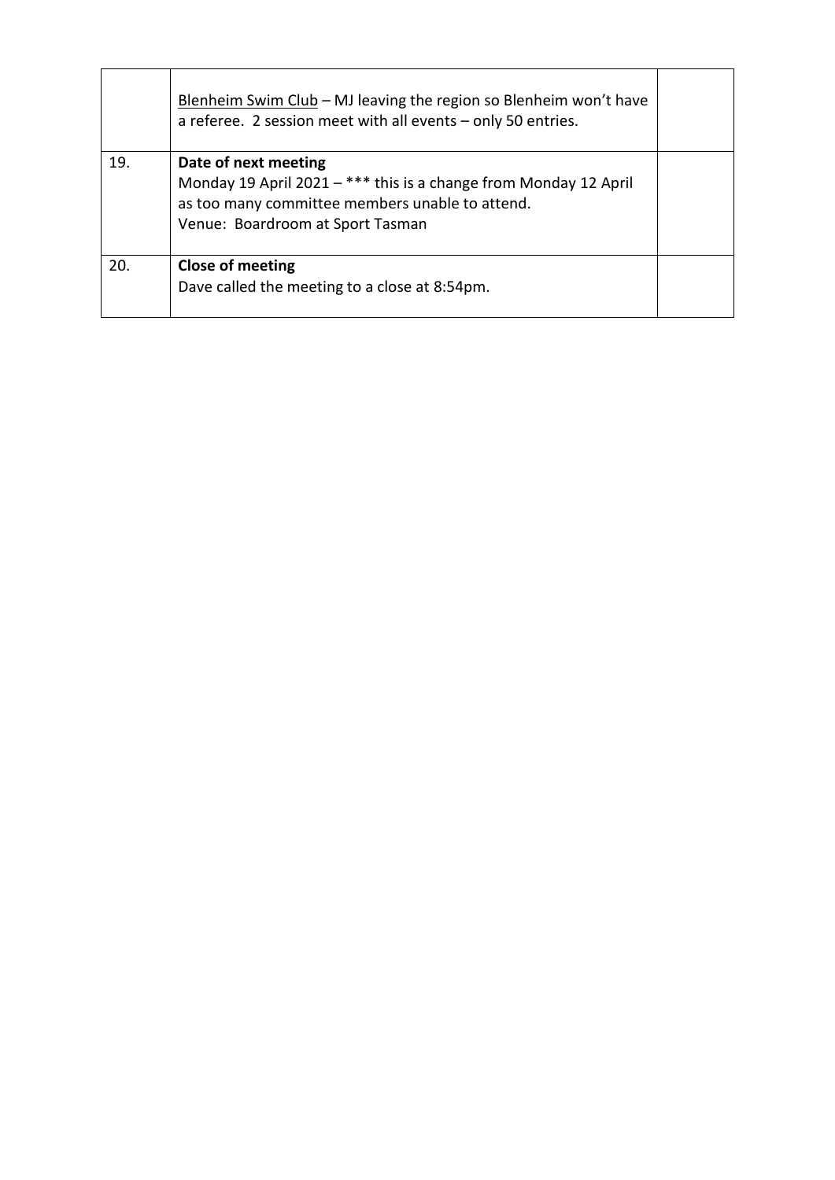| | | |
|---|---|---|
| | <u>Blenheim Swim Club</u> – MJ leaving the region so Blenheim won't have a referee. 2 session meet with all events – only 50 entries. | |
| 19. | **Date of next meeting**<br>Monday 19 April 2021 – *** this is a change from Monday 12 April as too many committee members unable to attend.<br>Venue: Boardroom at Sport Tasman | |
| 20. | **Close of meeting**<br>Dave called the meeting to a close at 8:54pm. | |